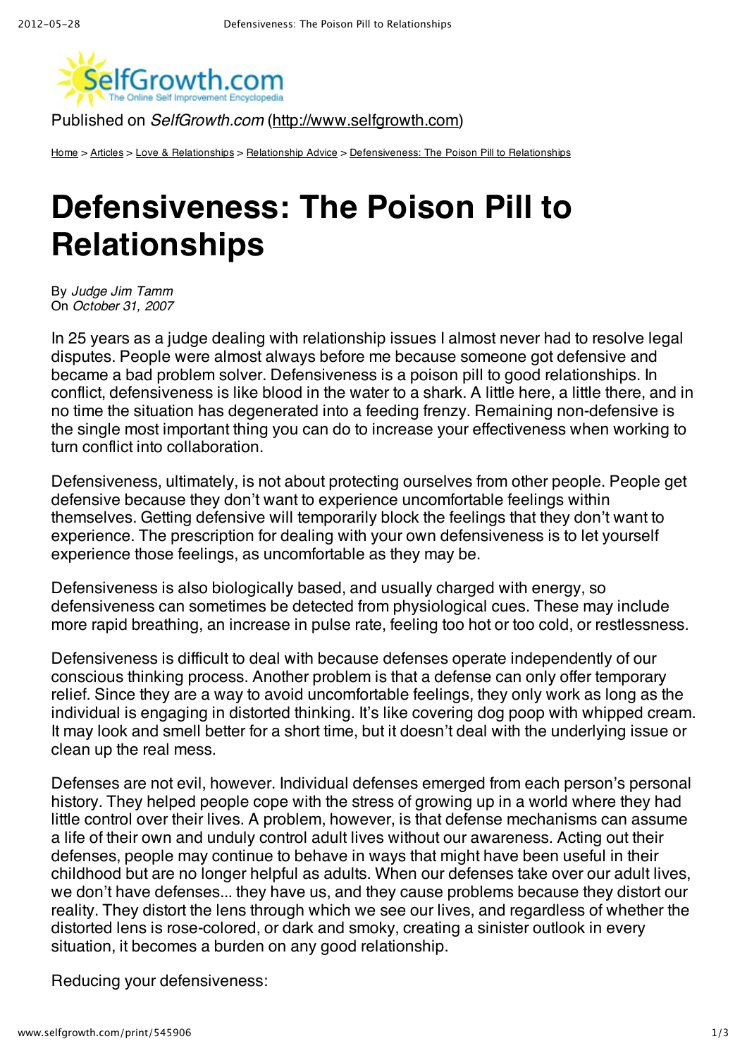Published on *SelfGrowth.com* (http://www.selfgrowth.com)

Home > Articles > Love & Relationships > Relationship Advice > Defensiveness: The Poison Pill to Relationships

# Defensiveness: The Poison Pill to Relationships

By *Judge Jim Tamm*
On *October 31, 2007*

In 25 years as a judge dealing with relationship issues I almost never had to resolve legal disputes. People were almost always before me because someone got defensive and became a bad problem solver. Defensiveness is a poison pill to good relationships. In conflict, defensiveness is like blood in the water to a shark. A little here, a little there, and in no time the situation has degenerated into a feeding frenzy. Remaining non-defensive is the single most important thing you can do to increase your effectiveness when working to turn conflict into collaboration.

Defensiveness, ultimately, is not about protecting ourselves from other people. People get defensive because they don't want to experience uncomfortable feelings within themselves. Getting defensive will temporarily block the feelings that they don't want to experience. The prescription for dealing with your own defensiveness is to let yourself experience those feelings, as uncomfortable as they may be.

Defensiveness is also biologically based, and usually charged with energy, so defensiveness can sometimes be detected from physiological cues. These may include more rapid breathing, an increase in pulse rate, feeling too hot or too cold, or restlessness.

Defensiveness is difficult to deal with because defenses operate independently of our conscious thinking process. Another problem is that a defense can only offer temporary relief. Since they are a way to avoid uncomfortable feelings, they only work as long as the individual is engaging in distorted thinking. It's like covering dog poop with whipped cream. It may look and smell better for a short time, but it doesn't deal with the underlying issue or clean up the real mess.

Defenses are not evil, however. Individual defenses emerged from each person's personal history. They helped people cope with the stress of growing up in a world where they had little control over their lives. A problem, however, is that defense mechanisms can assume a life of their own and unduly control adult lives without our awareness. Acting out their defenses, people may continue to behave in ways that might have been useful in their childhood but are no longer helpful as adults. When our defenses take over our adult lives, we don't have defenses... they have us, and they cause problems because they distort our reality. They distort the lens through which we see our lives, and regardless of whether the distorted lens is rose-colored, or dark and smoky, creating a sinister outlook in every situation, it becomes a burden on any good relationship.

Reducing your defensiveness: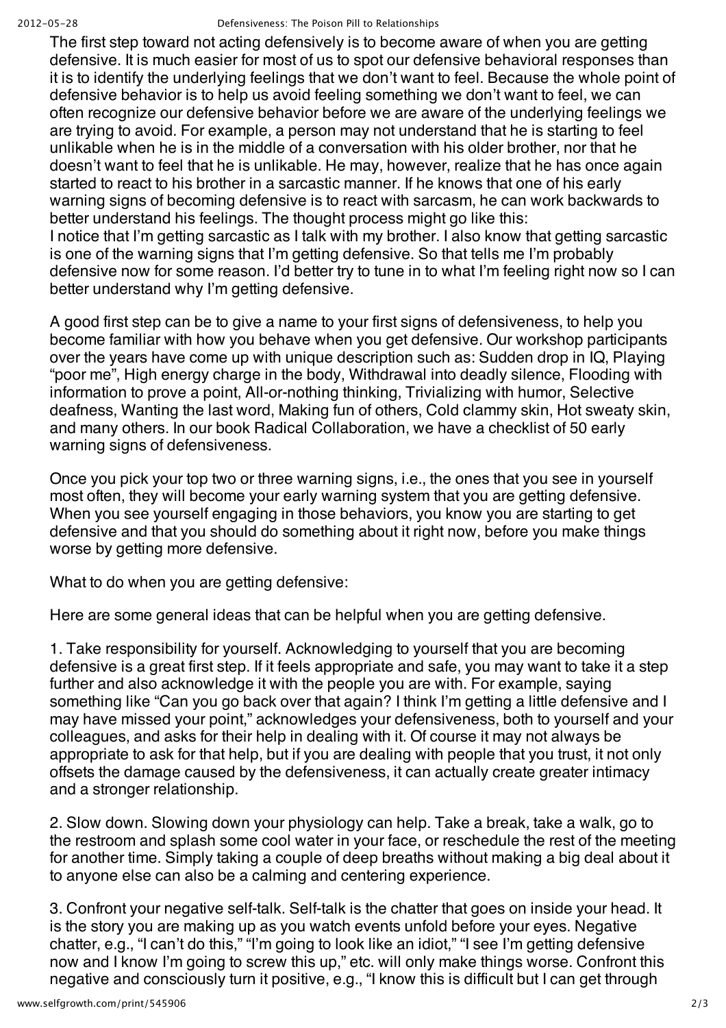The first step toward not acting defensively is to become aware of when you are getting defensive. It is much easier for most of us to spot our defensive behavioral responses than it is to identify the underlying feelings that we don't want to feel. Because the whole point of defensive behavior is to help us avoid feeling something we don't want to feel, we can often recognize our defensive behavior before we are aware of the underlying feelings we are trying to avoid. For example, a person may not understand that he is starting to feel unlikable when he is in the middle of a conversation with his older brother, nor that he doesn't want to feel that he is unlikable. He may, however, realize that he has once again started to react to his brother in a sarcastic manner. If he knows that one of his early warning signs of becoming defensive is to react with sarcasm, he can work backwards to better understand his feelings. The thought process might go like this:

I notice that I'm getting sarcastic as I talk with my brother. I also know that getting sarcastic is one of the warning signs that I'm getting defensive. So that tells me I'm probably defensive now for some reason. I'd better try to tune in to what I'm feeling right now so I can better understand why I'm getting defensive.

A good first step can be to give a name to your first signs of defensiveness, to help you become familiar with how you behave when you get defensive. Our workshop participants over the years have come up with unique description such as: Sudden drop in IQ, Playing "poor me", High energy charge in the body, Withdrawal into deadly silence, Flooding with information to prove a point, All-or-nothing thinking, Trivializing with humor, Selective deafness, Wanting the last word, Making fun of others, Cold clammy skin, Hot sweaty skin, and many others. In our book Radical Collaboration, we have a checklist of 50 early warning signs of defensiveness.

Once you pick your top two or three warning signs, i.e., the ones that you see in yourself most often, they will become your early warning system that you are getting defensive. When you see yourself engaging in those behaviors, you know you are starting to get defensive and that you should do something about it right now, before you make things worse by getting more defensive.

What to do when you are getting defensive:

Here are some general ideas that can be helpful when you are getting defensive.

1. Take responsibility for yourself. Acknowledging to yourself that you are becoming defensive is a great first step. If it feels appropriate and safe, you may want to take it a step further and also acknowledge it with the people you are with. For example, saying something like "Can you go back over that again? I think I'm getting a little defensive and I may have missed your point," acknowledges your defensiveness, both to yourself and your colleagues, and asks for their help in dealing with it. Of course it may not always be appropriate to ask for that help, but if you are dealing with people that you trust, it not only offsets the damage caused by the defensiveness, it can actually create greater intimacy and a stronger relationship.

2. Slow down. Slowing down your physiology can help. Take a break, take a walk, go to the restroom and splash some cool water in your face, or reschedule the rest of the meeting for another time. Simply taking a couple of deep breaths without making a big deal about it to anyone else can also be a calming and centering experience.

3. Confront your negative self-talk. Self-talk is the chatter that goes on inside your head. It is the story you are making up as you watch events unfold before your eyes. Negative chatter, e.g., "I can't do this," "I'm going to look like an idiot," "I see I'm getting defensive now and I know I'm going to screw this up," etc. will only make things worse. Confront this negative and consciously turn it positive, e.g., "I know this is difficult but I can get through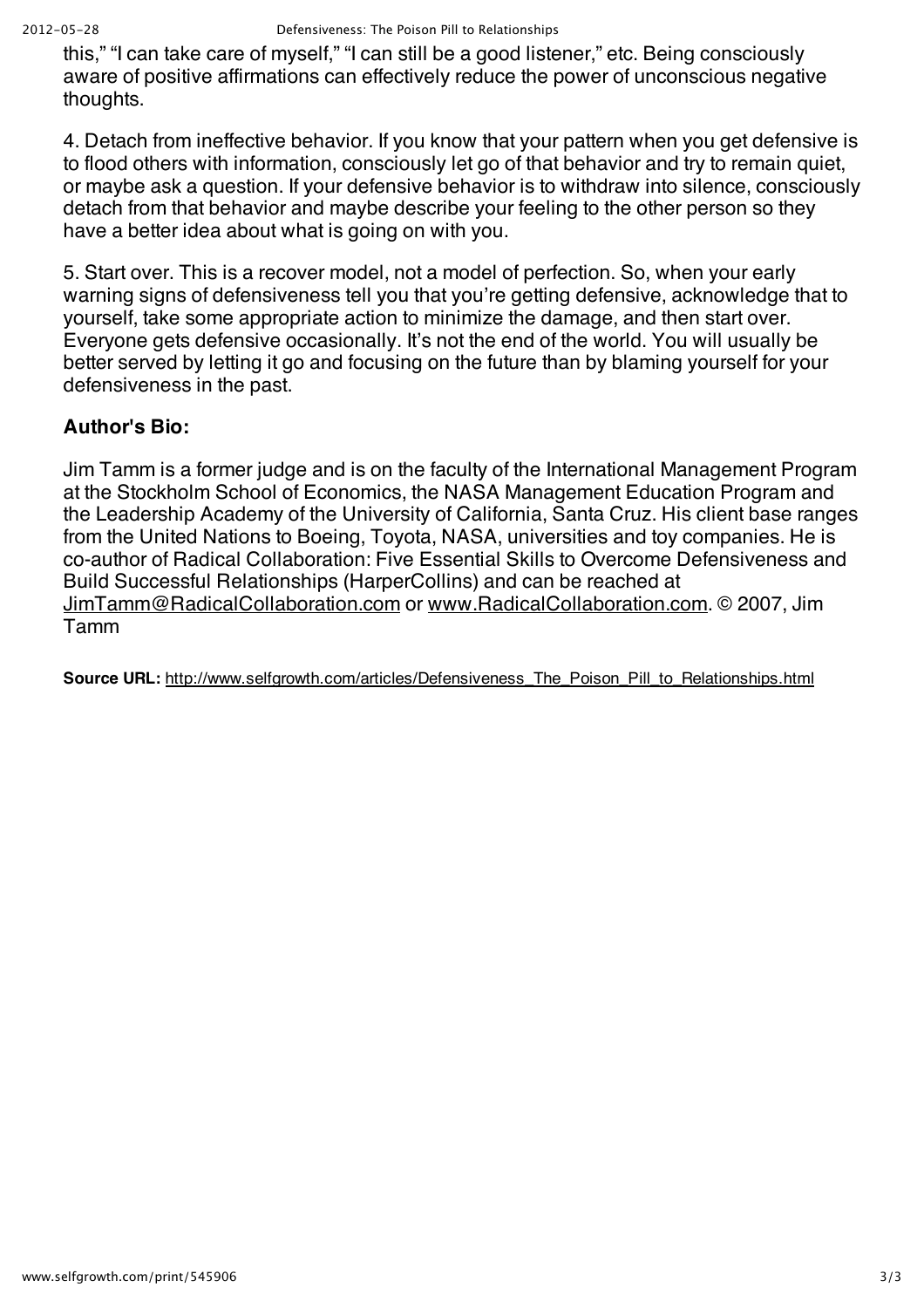this," "I can take care of myself," "I can still be a good listener," etc. Being consciously aware of positive affirmations can effectively reduce the power of unconscious negative thoughts.

4. Detach from ineffective behavior. If you know that your pattern when you get defensive is to flood others with information, consciously let go of that behavior and try to remain quiet, or maybe ask a question. If your defensive behavior is to withdraw into silence, consciously detach from that behavior and maybe describe your feeling to the other person so they have a better idea about what is going on with you.

5. Start over. This is a recover model, not a model of perfection. So, when your early warning signs of defensiveness tell you that you're getting defensive, acknowledge that to yourself, take some appropriate action to minimize the damage, and then start over. Everyone gets defensive occasionally. It's not the end of the world. You will usually be better served by letting it go and focusing on the future than by blaming yourself for your defensiveness in the past.

### Author's Bio:

Jim Tamm is a former judge and is on the faculty of the International Management Program at the Stockholm School of Economics, the NASA Management Education Program and the Leadership Academy of the University of California, Santa Cruz. His client base ranges from the United Nations to Boeing, Toyota, NASA, universities and toy companies. He is co-author of Radical Collaboration: Five Essential Skills to Overcome Defensiveness and Build Successful Relationships (HarperCollins) and can be reached at JimTamm@RadicalCollaboration.com or www.RadicalCollaboration.com. © 2007, Jim Tamm

**Source URL:** http://www.selfgrowth.com/articles/Defensiveness_The_Poison_Pill_to_Relationships.html